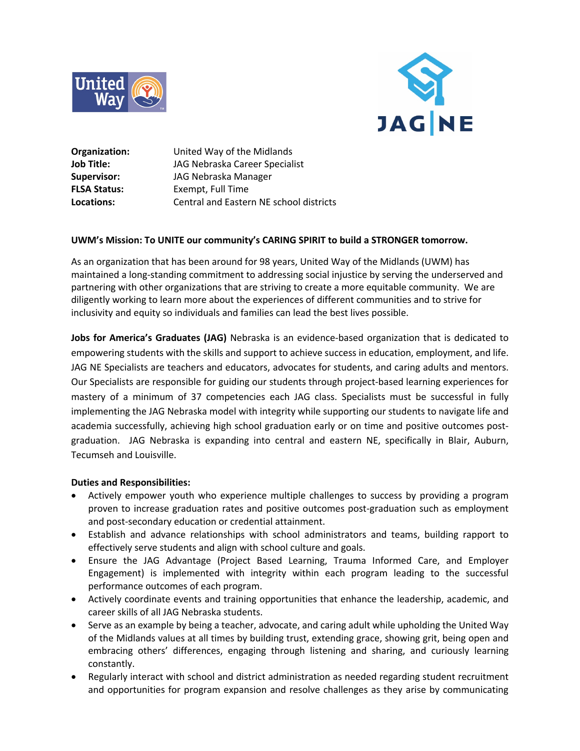| | |
|---|---|
| **Organization:** | United Way of the Midlands |
| **Job Title:** | JAG Nebraska Career Specialist |
| **Supervisor:** | JAG Nebraska Manager |
| **FLSA Status:** | Exempt, Full Time |
| **Locations:** | Central and Eastern NE school districts |

**UWM's Mission: To UNITE our community's CARING SPIRIT to build a STRONGER tomorrow.**

As an organization that has been around for 98 years, United Way of the Midlands (UWM) has maintained a long-standing commitment to addressing social injustice by serving the underserved and partnering with other organizations that are striving to create a more equitable community. We are diligently working to learn more about the experiences of different communities and to strive for inclusivity and equity so individuals and families can lead the best lives possible.

**Jobs for America's Graduates (JAG)** Nebraska is an evidence-based organization that is dedicated to empowering students with the skills and support to achieve success in education, employment, and life. JAG NE Specialists are teachers and educators, advocates for students, and caring adults and mentors. Our Specialists are responsible for guiding our students through project-based learning experiences for mastery of a minimum of 37 competencies each JAG class. Specialists must be successful in fully implementing the JAG Nebraska model with integrity while supporting our students to navigate life and academia successfully, achieving high school graduation early or on time and positive outcomes post-graduation. JAG Nebraska is expanding into central and eastern NE, specifically in Blair, Auburn, Tecumseh and Louisville.

**Duties and Responsibilities:**

- Actively empower youth who experience multiple challenges to success by providing a program proven to increase graduation rates and positive outcomes post-graduation such as employment and post-secondary education or credential attainment.
- Establish and advance relationships with school administrators and teams, building rapport to effectively serve students and align with school culture and goals.
- Ensure the JAG Advantage (Project Based Learning, Trauma Informed Care, and Employer Engagement) is implemented with integrity within each program leading to the successful performance outcomes of each program.
- Actively coordinate events and training opportunities that enhance the leadership, academic, and career skills of all JAG Nebraska students.
- Serve as an example by being a teacher, advocate, and caring adult while upholding the United Way of the Midlands values at all times by building trust, extending grace, showing grit, being open and embracing others' differences, engaging through listening and sharing, and curiously learning constantly.
- Regularly interact with school and district administration as needed regarding student recruitment and opportunities for program expansion and resolve challenges as they arise by communicating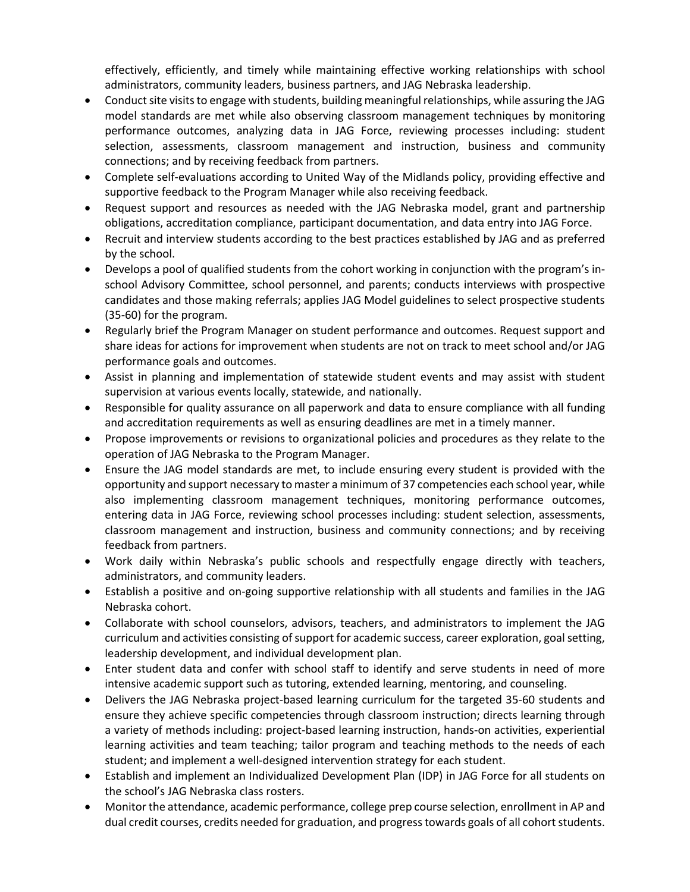effectively, efficiently, and timely while maintaining effective working relationships with school administrators, community leaders, business partners, and JAG Nebraska leadership.

- Conduct site visits to engage with students, building meaningful relationships, while assuring the JAG model standards are met while also observing classroom management techniques by monitoring performance outcomes, analyzing data in JAG Force, reviewing processes including: student selection, assessments, classroom management and instruction, business and community connections; and by receiving feedback from partners.
- Complete self-evaluations according to United Way of the Midlands policy, providing effective and supportive feedback to the Program Manager while also receiving feedback.
- Request support and resources as needed with the JAG Nebraska model, grant and partnership obligations, accreditation compliance, participant documentation, and data entry into JAG Force.
- Recruit and interview students according to the best practices established by JAG and as preferred by the school.
- Develops a pool of qualified students from the cohort working in conjunction with the program's in-school Advisory Committee, school personnel, and parents; conducts interviews with prospective candidates and those making referrals; applies JAG Model guidelines to select prospective students (35-60) for the program.
- Regularly brief the Program Manager on student performance and outcomes. Request support and share ideas for actions for improvement when students are not on track to meet school and/or JAG performance goals and outcomes.
- Assist in planning and implementation of statewide student events and may assist with student supervision at various events locally, statewide, and nationally.
- Responsible for quality assurance on all paperwork and data to ensure compliance with all funding and accreditation requirements as well as ensuring deadlines are met in a timely manner.
- Propose improvements or revisions to organizational policies and procedures as they relate to the operation of JAG Nebraska to the Program Manager.
- Ensure the JAG model standards are met, to include ensuring every student is provided with the opportunity and support necessary to master a minimum of 37 competencies each school year, while also implementing classroom management techniques, monitoring performance outcomes, entering data in JAG Force, reviewing school processes including: student selection, assessments, classroom management and instruction, business and community connections; and by receiving feedback from partners.
- Work daily within Nebraska's public schools and respectfully engage directly with teachers, administrators, and community leaders.
- Establish a positive and on-going supportive relationship with all students and families in the JAG Nebraska cohort.
- Collaborate with school counselors, advisors, teachers, and administrators to implement the JAG curriculum and activities consisting of support for academic success, career exploration, goal setting, leadership development, and individual development plan.
- Enter student data and confer with school staff to identify and serve students in need of more intensive academic support such as tutoring, extended learning, mentoring, and counseling.
- Delivers the JAG Nebraska project-based learning curriculum for the targeted 35-60 students and ensure they achieve specific competencies through classroom instruction; directs learning through a variety of methods including: project-based learning instruction, hands-on activities, experiential learning activities and team teaching; tailor program and teaching methods to the needs of each student; and implement a well-designed intervention strategy for each student.
- Establish and implement an Individualized Development Plan (IDP) in JAG Force for all students on the school's JAG Nebraska class rosters.
- Monitor the attendance, academic performance, college prep course selection, enrollment in AP and dual credit courses, credits needed for graduation, and progress towards goals of all cohort students.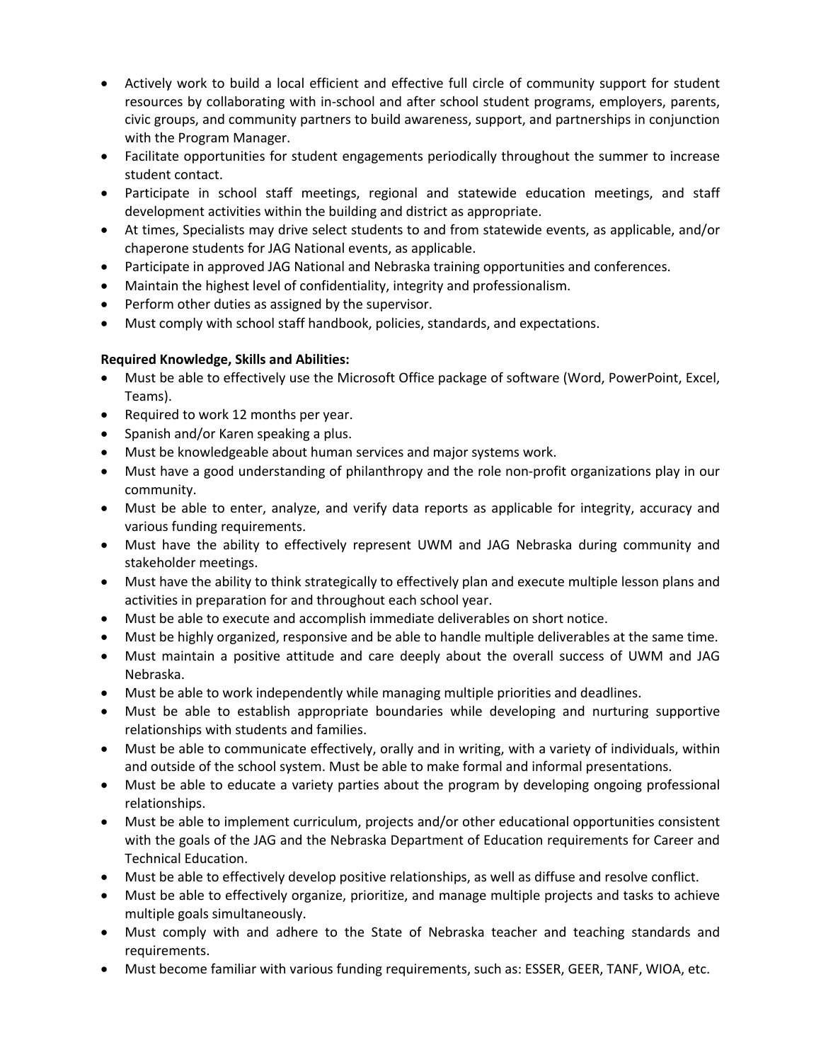- Actively work to build a local efficient and effective full circle of community support for student resources by collaborating with in-school and after school student programs, employers, parents, civic groups, and community partners to build awareness, support, and partnerships in conjunction with the Program Manager.
- Facilitate opportunities for student engagements periodically throughout the summer to increase student contact.
- Participate in school staff meetings, regional and statewide education meetings, and staff development activities within the building and district as appropriate.
- At times, Specialists may drive select students to and from statewide events, as applicable, and/or chaperone students for JAG National events, as applicable.
- Participate in approved JAG National and Nebraska training opportunities and conferences.
- Maintain the highest level of confidentiality, integrity and professionalism.
- Perform other duties as assigned by the supervisor.
- Must comply with school staff handbook, policies, standards, and expectations.

**Required Knowledge, Skills and Abilities:**

- Must be able to effectively use the Microsoft Office package of software (Word, PowerPoint, Excel, Teams).
- Required to work 12 months per year.
- Spanish and/or Karen speaking a plus.
- Must be knowledgeable about human services and major systems work.
- Must have a good understanding of philanthropy and the role non-profit organizations play in our community.
- Must be able to enter, analyze, and verify data reports as applicable for integrity, accuracy and various funding requirements.
- Must have the ability to effectively represent UWM and JAG Nebraska during community and stakeholder meetings.
- Must have the ability to think strategically to effectively plan and execute multiple lesson plans and activities in preparation for and throughout each school year.
- Must be able to execute and accomplish immediate deliverables on short notice.
- Must be highly organized, responsive and be able to handle multiple deliverables at the same time.
- Must maintain a positive attitude and care deeply about the overall success of UWM and JAG Nebraska.
- Must be able to work independently while managing multiple priorities and deadlines.
- Must be able to establish appropriate boundaries while developing and nurturing supportive relationships with students and families.
- Must be able to communicate effectively, orally and in writing, with a variety of individuals, within and outside of the school system. Must be able to make formal and informal presentations.
- Must be able to educate a variety parties about the program by developing ongoing professional relationships.
- Must be able to implement curriculum, projects and/or other educational opportunities consistent with the goals of the JAG and the Nebraska Department of Education requirements for Career and Technical Education.
- Must be able to effectively develop positive relationships, as well as diffuse and resolve conflict.
- Must be able to effectively organize, prioritize, and manage multiple projects and tasks to achieve multiple goals simultaneously.
- Must comply with and adhere to the State of Nebraska teacher and teaching standards and requirements.
- Must become familiar with various funding requirements, such as: ESSER, GEER, TANF, WIOA, etc.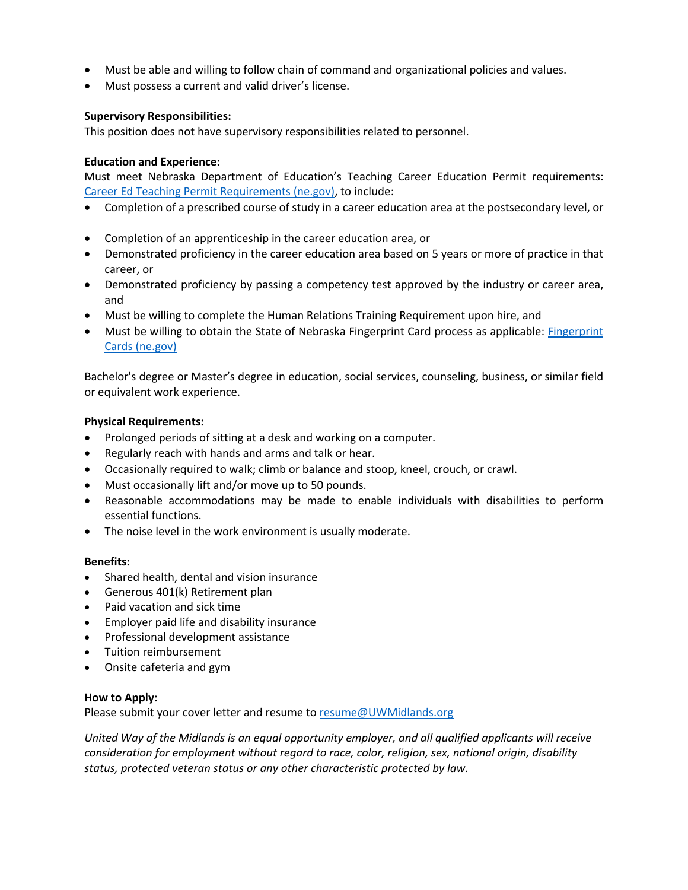- Must be able and willing to follow chain of command and organizational policies and values.
- Must possess a current and valid driver's license.

**Supervisory Responsibilities:**
This position does not have supervisory responsibilities related to personnel.

**Education and Experience:**
Must meet Nebraska Department of Education's Teaching Career Education Permit requirements: [Career Ed Teaching Permit Requirements (ne.gov)](), to include:

- Completion of a prescribed course of study in a career education area at the postsecondary level, or
- Completion of an apprenticeship in the career education area, or
- Demonstrated proficiency in the career education area based on 5 years or more of practice in that career, or
- Demonstrated proficiency by passing a competency test approved by the industry or career area, and
- Must be willing to complete the Human Relations Training Requirement upon hire, and
- Must be willing to obtain the State of Nebraska Fingerprint Card process as applicable: [Fingerprint Cards (ne.gov)]()

Bachelor's degree or Master's degree in education, social services, counseling, business, or similar field or equivalent work experience.

**Physical Requirements:**

- Prolonged periods of sitting at a desk and working on a computer.
- Regularly reach with hands and arms and talk or hear.
- Occasionally required to walk; climb or balance and stoop, kneel, crouch, or crawl.
- Must occasionally lift and/or move up to 50 pounds.
- Reasonable accommodations may be made to enable individuals with disabilities to perform essential functions.
- The noise level in the work environment is usually moderate.

**Benefits:**

- Shared health, dental and vision insurance
- Generous 401(k) Retirement plan
- Paid vacation and sick time
- Employer paid life and disability insurance
- Professional development assistance
- Tuition reimbursement
- Onsite cafeteria and gym

**How to Apply:**
Please submit your cover letter and resume to resume@UWMidlands.org

*United Way of the Midlands is an equal opportunity employer, and all qualified applicants will receive consideration for employment without regard to race, color, religion, sex, national origin, disability status, protected veteran status or any other characteristic protected by law.*